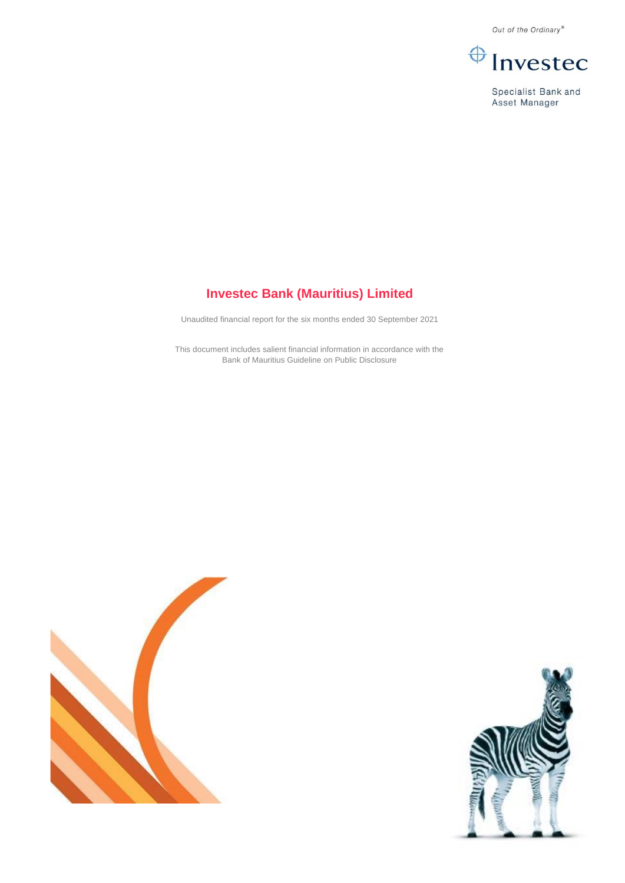Out of the Ordinary®

Investec

Specialist Bank and Asset Manager

# Investec Bank (Mauritius) Limited

Unaudited financial report for the six months ended 30 September 2021

This document includes salient financial information in accordance with the Bank of Mauritius Guideline on Public Disclosure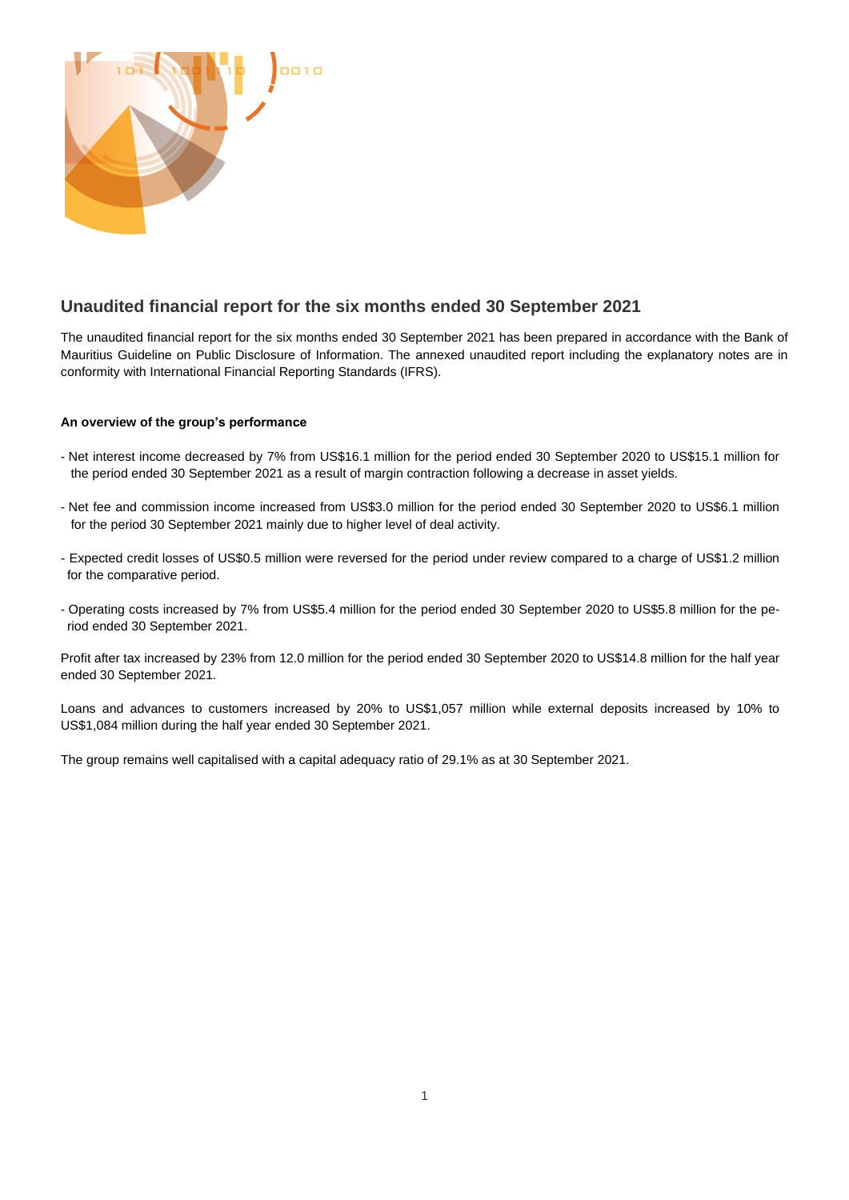## Unaudited financial report for the six months ended 30 September 2021

The unaudited financial report for the six months ended 30 September 2021 has been prepared in accordance with the Bank of Mauritius Guideline on Public Disclosure of Information. The annexed unaudited report including the explanatory notes are in conformity with International Financial Reporting Standards (IFRS).

**An overview of the group's performance**

- Net interest income decreased by 7% from US$16.1 million for the period ended 30 September 2020 to US$15.1 million for the period ended 30 September 2021 as a result of margin contraction following a decrease in asset yields.

- Net fee and commission income increased from US$3.0 million for the period ended 30 September 2020 to US$6.1 million for the period 30 September 2021 mainly due to higher level of deal activity.

- Expected credit losses of US$0.5 million were reversed for the period under review compared to a charge of US$1.2 million for the comparative period.

- Operating costs increased by 7% from US$5.4 million for the period ended 30 September 2020 to US$5.8 million for the period ended 30 September 2021.

Profit after tax increased by 23% from 12.0 million for the period ended 30 September 2020 to US$14.8 million for the half year ended 30 September 2021.

Loans and advances to customers increased by 20% to US$1,057 million while external deposits increased by 10% to US$1,084 million during the half year ended 30 September 2021.

The group remains well capitalised with a capital adequacy ratio of 29.1% as at 30 September 2021.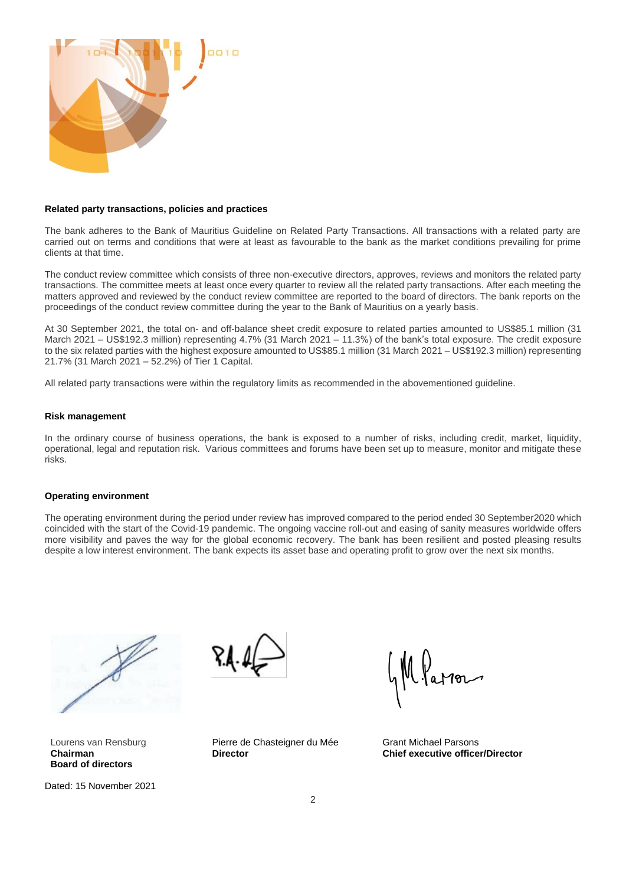## Related party transactions, policies and practices

The bank adheres to the Bank of Mauritius Guideline on Related Party Transactions. All transactions with a related party are carried out on terms and conditions that were at least as favourable to the bank as the market conditions prevailing for prime clients at that time.

The conduct review committee which consists of three non-executive directors, approves, reviews and monitors the related party transactions. The committee meets at least once every quarter to review all the related party transactions. After each meeting the matters approved and reviewed by the conduct review committee are reported to the board of directors. The bank reports on the proceedings of the conduct review committee during the year to the Bank of Mauritius on a yearly basis.

At 30 September 2021, the total on- and off-balance sheet credit exposure to related parties amounted to US$85.1 million (31 March 2021 – US$192.3 million) representing 4.7% (31 March 2021 – 11.3%) of the bank's total exposure. The credit exposure to the six related parties with the highest exposure amounted to US$85.1 million (31 March 2021 – US$192.3 million) representing 21.7% (31 March 2021 – 52.2%) of Tier 1 Capital.

All related party transactions were within the regulatory limits as recommended in the abovementioned guideline.

## Risk management

In the ordinary course of business operations, the bank is exposed to a number of risks, including credit, market, liquidity, operational, legal and reputation risk. Various committees and forums have been set up to measure, monitor and mitigate these risks.

## Operating environment

The operating environment during the period under review has improved compared to the period ended 30 September2020 which coincided with the start of the Covid-19 pandemic. The ongoing vaccine roll-out and easing of sanity measures worldwide offers more visibility and paves the way for the global economic recovery. The bank has been resilient and posted pleasing results despite a low interest environment. The bank expects its asset base and operating profit to grow over the next six months.

| Lourens van Rensburg | Pierre de Chasteigner du Mée | Grant Michael Parsons |
|---|---|---|
| **Chairman** | **Director** | **Chief executive officer/Director** |
| **Board of directors** | | |

Dated: 15 November 2021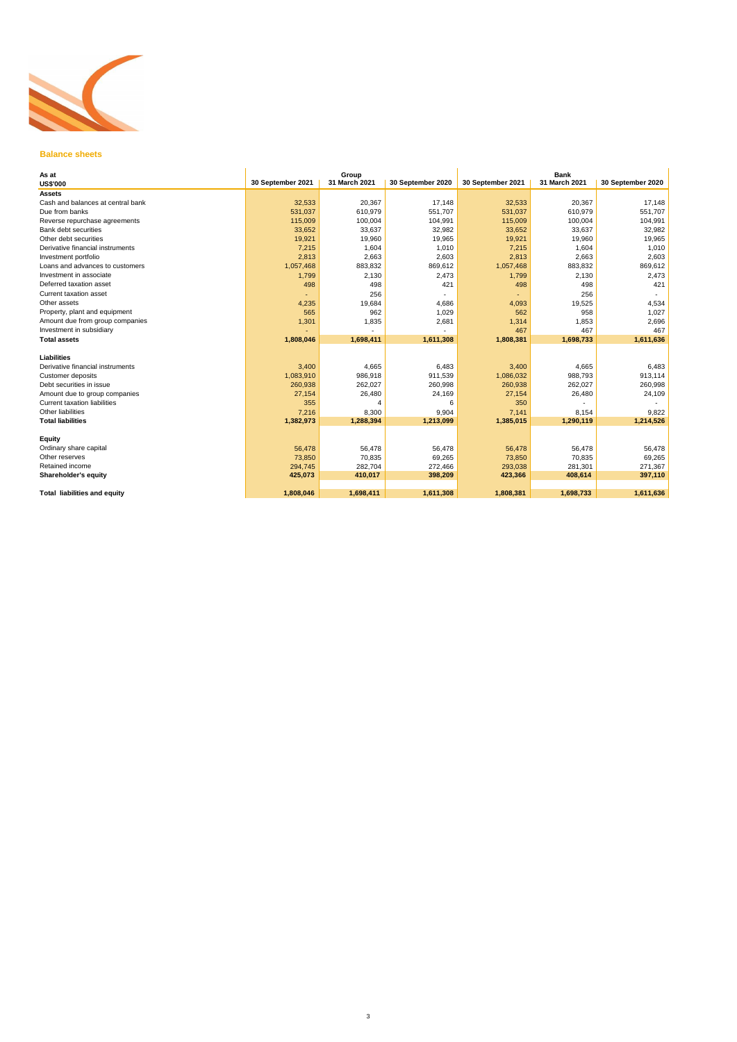## Balance sheets

| As at US$'000 | Group 30 September 2021 | Group 31 March 2021 | Group 30 September 2020 | Bank 30 September 2021 | Bank 31 March 2021 | Bank 30 September 2020 |
|---|---|---|---|---|---|---|
| **Assets** | | | | | | |
| Cash and balances at central bank | 32,533 | 20,367 | 17,148 | 32,533 | 20,367 | 17,148 |
| Due from banks | 531,037 | 610,979 | 551,707 | 531,037 | 610,979 | 551,707 |
| Reverse repurchase agreements | 115,009 | 100,004 | 104,991 | 115,009 | 100,004 | 104,991 |
| Bank debt securities | 33,652 | 33,637 | 32,982 | 33,652 | 33,637 | 32,982 |
| Other debt securities | 19,921 | 19,960 | 19,965 | 19,921 | 19,960 | 19,965 |
| Derivative financial instruments | 7,215 | 1,604 | 1,010 | 7,215 | 1,604 | 1,010 |
| Investment portfolio | 2,813 | 2,663 | 2,603 | 2,813 | 2,663 | 2,603 |
| Loans and advances to customers | 1,057,468 | 883,832 | 869,612 | 1,057,468 | 883,832 | 869,612 |
| Investment in associate | 1,799 | 2,130 | 2,473 | 1,799 | 2,130 | 2,473 |
| Deferred taxation asset | 498 | 498 | 421 | 498 | 498 | 421 |
| Current taxation asset | - | 256 | - | - | 256 | - |
| Other assets | 4,235 | 19,684 | 4,686 | 4,093 | 19,525 | 4,534 |
| Property, plant and equipment | 565 | 962 | 1,029 | 562 | 958 | 1,027 |
| Amount due from group companies | 1,301 | 1,835 | 2,681 | 1,314 | 1,853 | 2,696 |
| Investment in subsidiary | - | - | - | 467 | 467 | 467 |
| **Total assets** | **1,808,046** | **1,698,411** | **1,611,308** | **1,808,381** | **1,698,733** | **1,611,636** |
| | | | | | | |
| **Liabilities** | | | | | | |
| Derivative financial instruments | 3,400 | 4,665 | 6,483 | 3,400 | 4,665 | 6,483 |
| Customer deposits | 1,083,910 | 986,918 | 911,539 | 1,086,032 | 988,793 | 913,114 |
| Debt securities in issue | 260,938 | 262,027 | 260,998 | 260,938 | 262,027 | 260,998 |
| Amount due to group companies | 27,154 | 26,480 | 24,169 | 27,154 | 26,480 | 24,109 |
| Current taxation liabilities | 355 | 4 | 6 | 350 | - | - |
| Other liabilities | 7,216 | 8,300 | 9,904 | 7,141 | 8,154 | 9,822 |
| **Total liabilities** | **1,382,973** | **1,288,394** | **1,213,099** | **1,385,015** | **1,290,119** | **1,214,526** |
| | | | | | | |
| **Equity** | | | | | | |
| Ordinary share capital | 56,478 | 56,478 | 56,478 | 56,478 | 56,478 | 56,478 |
| Other reserves | 73,850 | 70,835 | 69,265 | 73,850 | 70,835 | 69,265 |
| Retained income | 294,745 | 282,704 | 272,466 | 293,038 | 281,301 | 271,367 |
| **Shareholder's equity** | **425,073** | **410,017** | **398,209** | **423,366** | **408,614** | **397,110** |
| | | | | | | |
| **Total liabilities and equity** | **1,808,046** | **1,698,411** | **1,611,308** | **1,808,381** | **1,698,733** | **1,611,636** |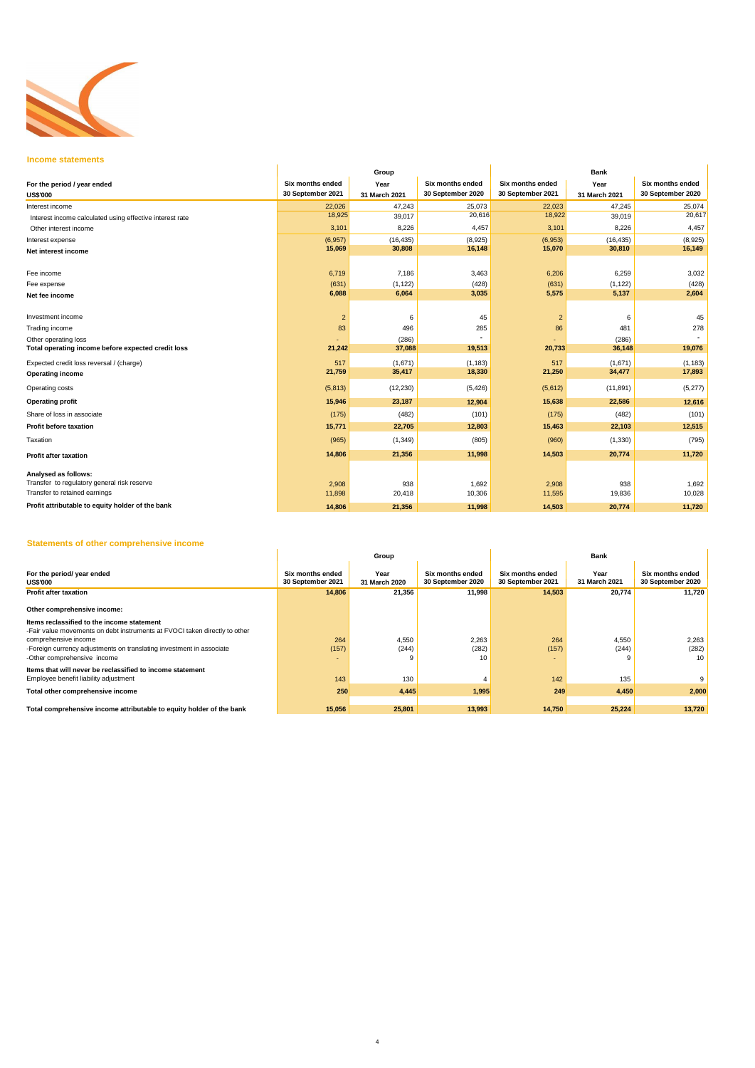## Income statements

| For the period / year ended<br>US$'000 | Group<br>Six months ended<br>30 September 2021 | <br>Year<br>31 March 2021 | <br>Six months ended<br>30 September 2020 | Bank<br>Six months ended<br>30 September 2021 | <br>Year<br>31 March 2021 | <br>Six months ended<br>30 September 2020 |
|---|---|---|---|---|---|---|
| Interest income | 22,026 | 47,243 | 25,073 | 22,023 | 47,245 | 25,074 |
| Interest income calculated using effective interest rate | 18,925 | 39,017 | 20,616 | 18,922 | 39,019 | 20,617 |
| Other interest income | 3,101 | 8,226 | 4,457 | 3,101 | 8,226 | 4,457 |
| Interest expense | (6,957) | (16,435) | (8,925) | (6,953) | (16,435) | (8,925) |
| **Net interest income** | **15,069** | **30,808** | **16,148** | **15,070** | **30,810** | **16,149** |
| | | | | | | |
| Fee income | 6,719 | 7,186 | 3,463 | 6,206 | 6,259 | 3,032 |
| Fee expense | (631) | (1,122) | (428) | (631) | (1,122) | (428) |
| **Net fee income** | **6,088** | **6,064** | **3,035** | **5,575** | **5,137** | **2,604** |
| | | | | | | |
| Investment income | 2 | 6 | 45 | 2 | 6 | 45 |
| Trading income | 83 | 496 | 285 | 86 | 481 | 278 |
| Other operating loss | - | (286) | - | - | (286) | - |
| **Total operating income before expected credit loss** | **21,242** | **37,088** | **19,513** | **20,733** | **36,148** | **19,076** |
| Expected credit loss reversal / (charge) | 517 | (1,671) | (1,183) | 517 | (1,671) | (1,183) |
| **Operating income** | **21,759** | **35,417** | **18,330** | **21,250** | **34,477** | **17,893** |
| Operating costs | (5,813) | (12,230) | (5,426) | (5,612) | (11,891) | (5,277) |
| **Operating profit** | **15,946** | **23,187** | **12,904** | **15,638** | **22,586** | **12,616** |
| Share of loss in associate | (175) | (482) | (101) | (175) | (482) | (101) |
| **Profit before taxation** | **15,771** | **22,705** | **12,803** | **15,463** | **22,103** | **12,515** |
| Taxation | (965) | (1,349) | (805) | (960) | (1,330) | (795) |
| **Profit after taxation** | **14,806** | **21,356** | **11,998** | **14,503** | **20,774** | **11,720** |
| | | | | | | |
| **Analysed as follows:** | | | | | | |
| Transfer to regulatory general risk reserve | 2,908 | 938 | 1,692 | 2,908 | 938 | 1,692 |
| Transfer to retained earnings | 11,898 | 20,418 | 10,306 | 11,595 | 19,836 | 10,028 |
| **Profit attributable to equity holder of the bank** | **14,806** | **21,356** | **11,998** | **14,503** | **20,774** | **11,720** |

## Statements of other comprehensive income

| For the period/ year ended<br>US$'000 | Group<br>Six months ended<br>30 September 2021 | <br>Year<br>31 March 2020 | <br>Six months ended<br>30 September 2020 | Bank<br>Six months ended<br>30 September 2021 | <br>Year<br>31 March 2021 | <br>Six months ended<br>30 September 2020 |
|---|---|---|---|---|---|---|
| **Profit after taxation** | **14,806** | **21,356** | **11,998** | **14,503** | **20,774** | **11,720** |
| | | | | | | |
| **Other comprehensive income:** | | | | | | |
| **Items reclassified to the income statement** | | | | | | |
| -Fair value movements on debt instruments at FVOCI taken directly to other comprehensive income | 264 | 4,550 | 2,263 | 264 | 4,550 | 2,263 |
| -Foreign currency adjustments on translating investment in associate | (157) | (244) | (282) | (157) | (244) | (282) |
| -Other comprehensive income | - | 9 | 10 | - | 9 | 10 |
| **Items that will never be reclassified to income statement** | | | | | | |
| Employee benefit liability adjustment | 143 | 130 | 4 | 142 | 135 | 9 |
| **Total other comprehensive income** | **250** | **4,445** | **1,995** | **249** | **4,450** | **2,000** |
| | | | | | | |
| **Total comprehensive income attributable to equity holder of the bank** | **15,056** | **25,801** | **13,993** | **14,750** | **25,224** | **13,720** |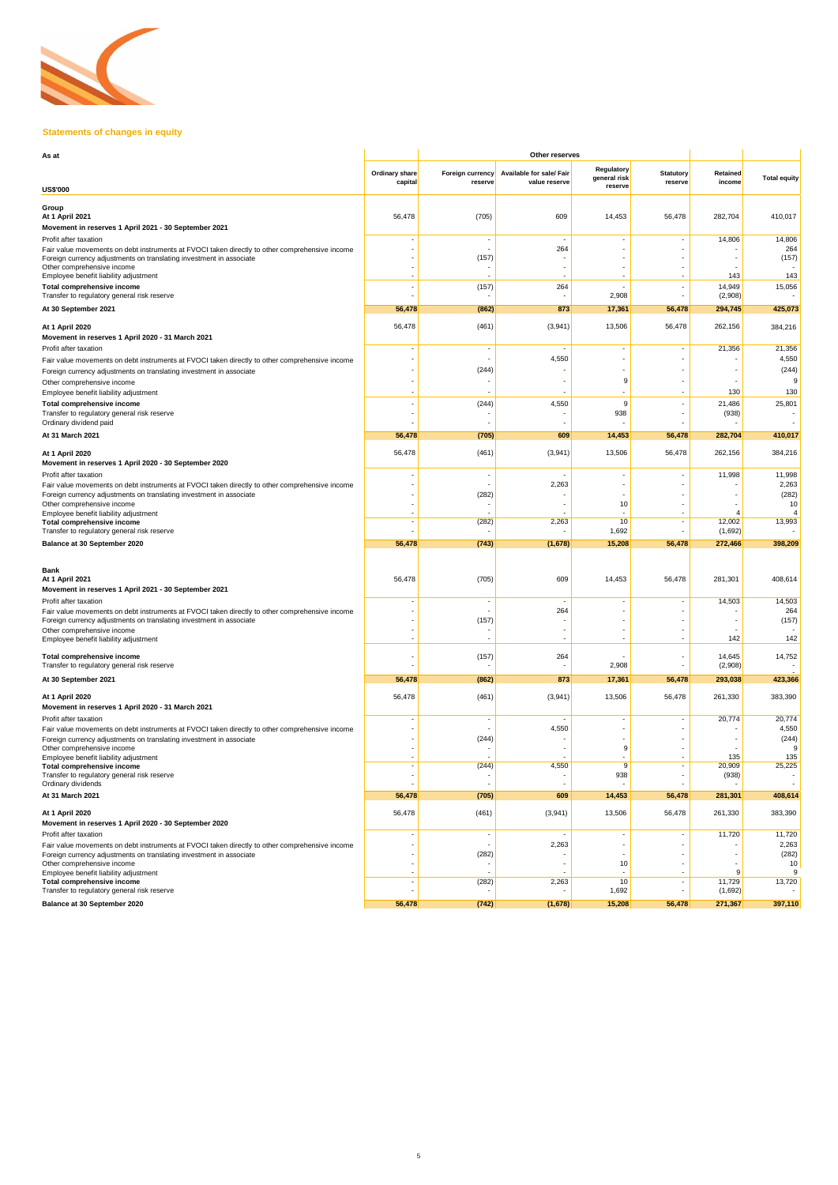## Statements of changes in equity

| As at | | Other reserves | | | | | |
|---|---|---|---|---|---|---|---|
| US$'000 | Ordinary share capital | Foreign currency reserve | Available for sale/ Fair value reserve | Regulatory general risk reserve | Statutory reserve | Retained income | Total equity |
| **Group** | | | | | | | |
| **At 1 April 2021** | 56,478 | (705) | 609 | 14,453 | 56,478 | 282,704 | 410,017 |
| **Movement in reserves 1 April 2021 - 30 September 2021** | | | | | | | |
| Profit after taxation | - | - | - | - | - | 14,806 | 14,806 |
| Fair value movements on debt instruments at FVOCI taken directly to other comprehensive income | - | - | 264 | - | - | - | 264 |
| Foreign currency adjustments on translating investment in associate | - | (157) | - | - | - | - | (157) |
| Other comprehensive income | - | - | - | - | - | - | - |
| Employee benefit liability adjustment | - | - | - | - | - | 143 | 143 |
| **Total comprehensive income** | - | (157) | 264 | - | - | 14,949 | 15,056 |
| Transfer to regulatory general risk reserve | - | - | - | 2,908 | - | (2,908) | - |
| **At 30 September 2021** | **56,478** | **(862)** | **873** | **17,361** | **56,478** | **294,745** | **425,073** |
| **At 1 April 2020** | 56,478 | (461) | (3,941) | 13,506 | 56,478 | 262,156 | 384,216 |
| **Movement in reserves 1 April 2020 - 31 March 2021** | | | | | | | |
| Profit after taxation | - | - | - | - | - | 21,356 | 21,356 |
| Fair value movements on debt instruments at FVOCI taken directly to other comprehensive income | - | - | 4,550 | - | - | - | 4,550 |
| Foreign currency adjustments on translating investment in associate | - | (244) | - | - | - | - | (244) |
| Other comprehensive income | - | - | - | 9 | - | - | 9 |
| Employee benefit liability adjustment | - | - | - | - | - | 130 | 130 |
| **Total comprehensive income** | - | (244) | 4,550 | 9 | - | 21,486 | 25,801 |
| Transfer to regulatory general risk reserve | - | - | - | 938 | - | (938) | - |
| Ordinary dividend paid | - | - | - | - | - | - | - |
| **At 31 March 2021** | **56,478** | **(705)** | **609** | **14,453** | **56,478** | **282,704** | **410,017** |
| **At 1 April 2020** | 56,478 | (461) | (3,941) | 13,506 | 56,478 | 262,156 | 384,216 |
| **Movement in reserves 1 April 2020 - 30 September 2020** | | | | | | | |
| Profit after taxation | - | - | - | - | - | 11,998 | 11,998 |
| Fair value movements on debt instruments at FVOCI taken directly to other comprehensive income | - | - | 2,263 | - | - | - | 2,263 |
| Foreign currency adjustments on translating investment in associate | - | (282) | - | - | - | - | (282) |
| Other comprehensive income | - | - | - | 10 | - | - | 10 |
| Employee benefit liability adjustment | - | - | - | - | - | 4 | 4 |
| **Total comprehensive income** | - | (282) | 2,263 | 10 | - | 12,002 | 13,993 |
| Transfer to regulatory general risk reserve | - | - | - | 1,692 | - | (1,692) | - |
| **Balance at 30 September 2020** | **56,478** | **(743)** | **(1,678)** | **15,208** | **56,478** | **272,466** | **398,209** |
| **Bank** | | | | | | | |
| **At 1 April 2021** | 56,478 | (705) | 609 | 14,453 | 56,478 | 281,301 | 408,614 |
| **Movement in reserves 1 April 2021 - 30 September 2021** | | | | | | | |
| Profit after taxation | - | - | - | - | - | 14,503 | 14,503 |
| Fair value movements on debt instruments at FVOCI taken directly to other comprehensive income | - | - | 264 | - | - | - | 264 |
| Foreign currency adjustments on translating investment in associate | - | (157) | - | - | - | - | (157) |
| Other comprehensive income | - | - | - | - | - | - | - |
| Employee benefit liability adjustment | - | - | - | - | - | 142 | 142 |
| **Total comprehensive income** | - | (157) | 264 | - | - | 14,645 | 14,752 |
| Transfer to regulatory general risk reserve | - | - | - | 2,908 | - | (2,908) | - |
| **At 30 September 2021** | **56,478** | **(862)** | **873** | **17,361** | **56,478** | **293,038** | **423,366** |
| **At 1 April 2020** | 56,478 | (461) | (3,941) | 13,506 | 56,478 | 261,330 | 383,390 |
| **Movement in reserves 1 April 2020 - 31 March 2021** | | | | | | | |
| Profit after taxation | - | - | - | - | - | 20,774 | 20,774 |
| Fair value movements on debt instruments at FVOCI taken directly to other comprehensive income | - | - | 4,550 | - | - | - | 4,550 |
| Foreign currency adjustments on translating investment in associate | - | (244) | - | - | - | - | (244) |
| Other comprehensive income | - | - | - | 9 | - | - | 9 |
| Employee benefit liability adjustment | - | - | - | - | - | 135 | 135 |
| **Total comprehensive income** | - | (244) | 4,550 | 9 | - | 20,909 | 25,225 |
| Transfer to regulatory general risk reserve | - | - | - | 938 | - | (938) | - |
| Ordinary dividends | - | - | - | - | - | - | - |
| **At 31 March 2021** | **56,478** | **(705)** | **609** | **14,453** | **56,478** | **281,301** | **408,614** |
| **At 1 April 2020** | 56,478 | (461) | (3,941) | 13,506 | 56,478 | 261,330 | 383,390 |
| **Movement in reserves 1 April 2020 - 30 September 2020** | | | | | | | |
| Profit after taxation | - | - | - | - | - | 11,720 | 11,720 |
| Fair value movements on debt instruments at FVOCI taken directly to other comprehensive income | - | - | 2,263 | - | - | - | 2,263 |
| Foreign currency adjustments on translating investment in associate | - | (282) | - | - | - | - | (282) |
| Other comprehensive income | - | - | - | 10 | - | - | 10 |
| Employee benefit liability adjustment | - | - | - | - | - | 9 | 9 |
| **Total comprehensive income** | - | (282) | 2,263 | 10 | - | 11,729 | 13,720 |
| Transfer to regulatory general risk reserve | - | - | - | 1,692 | - | (1,692) | - |
| **Balance at 30 September 2020** | **56,478** | **(742)** | **(1,678)** | **15,208** | **56,478** | **271,367** | **397,110** |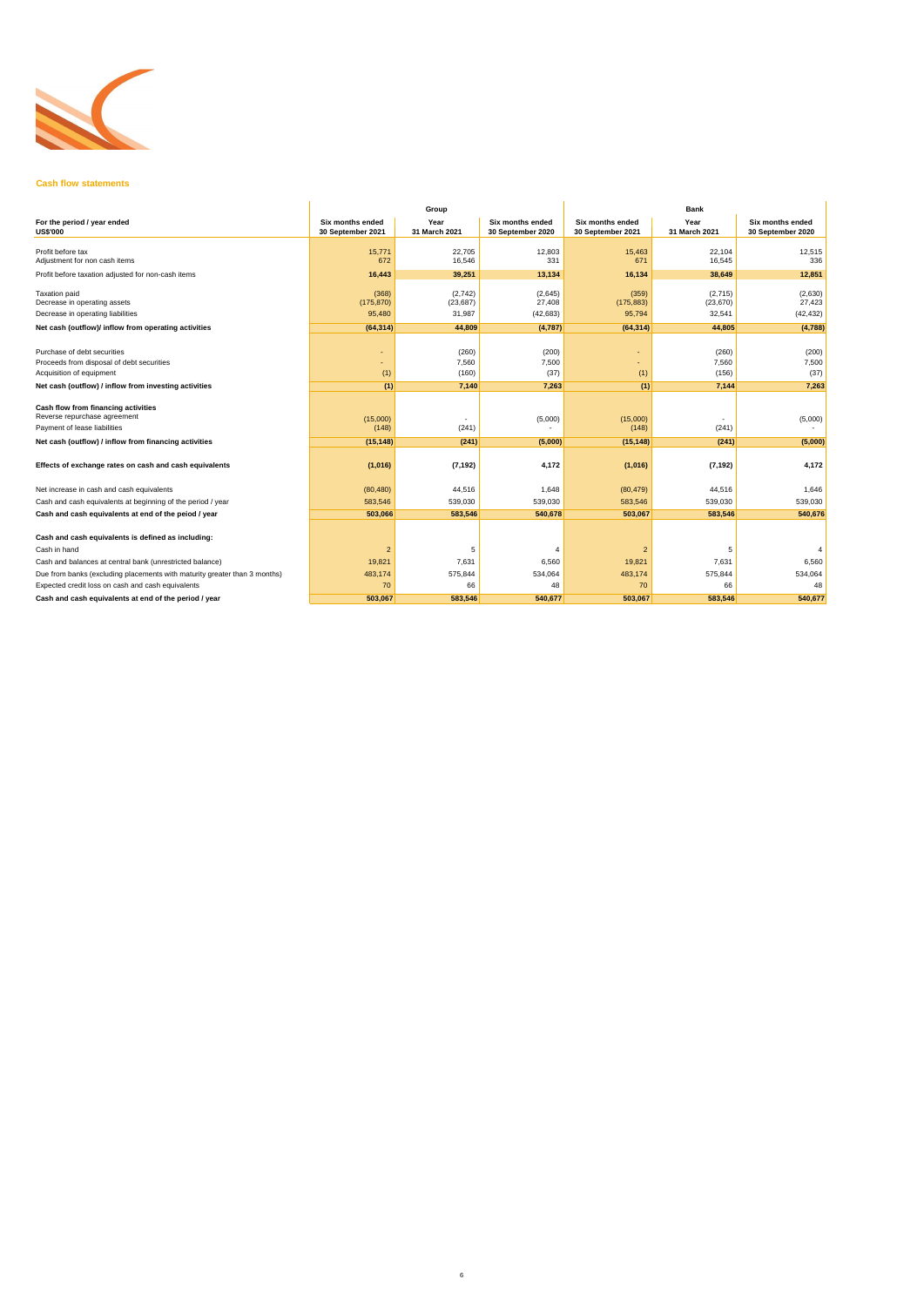## Cash flow statements

| For the period / year ended<br>US$'000 | Group<br>Six months ended<br>30 September 2021 | Group<br>Year<br>31 March 2021 | Group<br>Six months ended<br>30 September 2020 | Bank<br>Six months ended<br>30 September 2021 | Bank<br>Year<br>31 March 2021 | Bank<br>Six months ended<br>30 September 2020 |
|---|---|---|---|---|---|---|
| Profit before tax | 15,771 | 22,705 | 12,803 | 15,463 | 22,104 | 12,515 |
| Adjustment for non cash items | 672 | 16,546 | 331 | 671 | 16,545 | 336 |
| **Profit before taxation adjusted for non-cash items** | **16,443** | **39,251** | **13,134** | **16,134** | **38,649** | **12,851** |
| Taxation paid | (368) | (2,742) | (2,645) | (359) | (2,715) | (2,630) |
| Decrease in operating assets | (175,870) | (23,687) | 27,408 | (175,883) | (23,670) | 27,423 |
| Decrease in operating liabilities | 95,480 | 31,987 | (42,683) | 95,794 | 32,541 | (42,432) |
| **Net cash (outflow)/ inflow from operating activities** | **(64,314)** | **44,809** | **(4,787)** | **(64,314)** | **44,805** | **(4,788)** |
| Purchase of debt securities | - | (260) | (200) | - | (260) | (200) |
| Proceeds from disposal of debt securities | - | 7,560 | 7,500 | - | 7,560 | 7,500 |
| Acquisition of equipment | (1) | (160) | (37) | (1) | (156) | (37) |
| **Net cash (outflow) / inflow from investing activities** | **(1)** | **7,140** | **7,263** | **(1)** | **7,144** | **7,263** |
| **Cash flow from financing activities** | | | | | | |
| Reverse repurchase agreement | (15,000) | - | (5,000) | (15,000) | - | (5,000) |
| Payment of lease liabilities | (148) | (241) | - | (148) | (241) | - |
| **Net cash (outflow) / inflow from financing activities** | **(15,148)** | **(241)** | **(5,000)** | **(15,148)** | **(241)** | **(5,000)** |
| **Effects of exchange rates on cash and cash equivalents** | **(1,016)** | **(7,192)** | **4,172** | **(1,016)** | **(7,192)** | **4,172** |
| Net increase in cash and cash equivalents | (80,480) | 44,516 | 1,648 | (80,479) | 44,516 | 1,646 |
| Cash and cash equivalents at beginning of the period / year | 583,546 | 539,030 | 539,030 | 583,546 | 539,030 | 539,030 |
| **Cash and cash equivalents at end of the peiod / year** | **503,066** | **583,546** | **540,678** | **503,067** | **583,546** | **540,676** |
| **Cash and cash equivalents is defined as including:** | | | | | | |
| Cash in hand | 2 | 5 | 4 | 2 | 5 | 4 |
| Cash and balances at central bank (unrestricted balance) | 19,821 | 7,631 | 6,560 | 19,821 | 7,631 | 6,560 |
| Due from banks (excluding placements with maturity greater than 3 months) | 483,174 | 575,844 | 534,064 | 483,174 | 575,844 | 534,064 |
| Expected credit loss on cash and cash equivalents | 70 | 66 | 48 | 70 | 66 | 48 |
| **Cash and cash equivalents at end of the period / year** | **503,067** | **583,546** | **540,677** | **503,067** | **583,546** | **540,677** |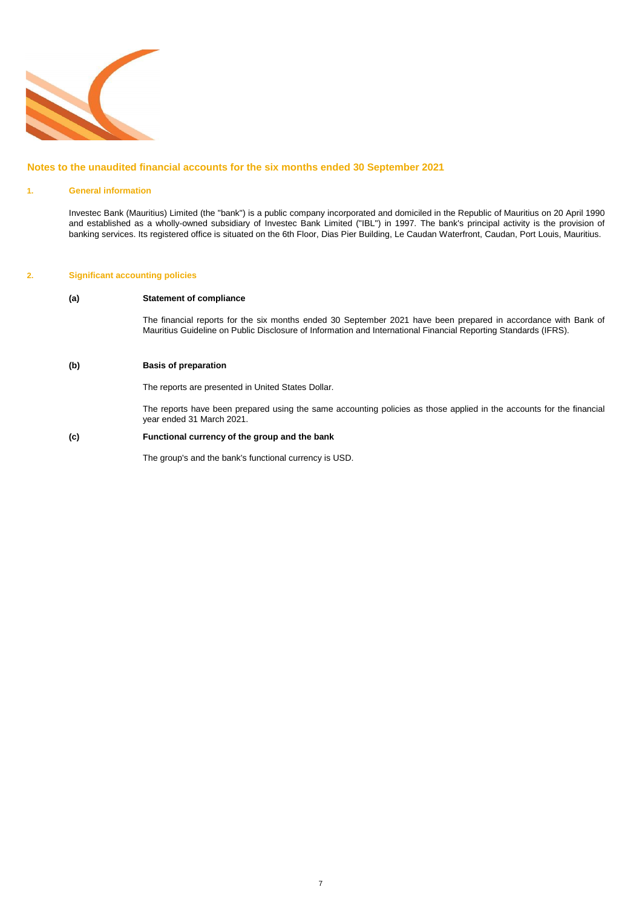## Notes to the unaudited financial accounts for the six months ended 30 September 2021

### 1. General information

Investec Bank (Mauritius) Limited (the "bank") is a public company incorporated and domiciled in the Republic of Mauritius on 20 April 1990 and established as a wholly-owned subsidiary of Investec Bank Limited ("IBL") in 1997. The bank's principal activity is the provision of banking services. Its registered office is situated on the 6th Floor, Dias Pier Building, Le Caudan Waterfront, Caudan, Port Louis, Mauritius.

### 2. Significant accounting policies

**(a) Statement of compliance**

The financial reports for the six months ended 30 September 2021 have been prepared in accordance with Bank of Mauritius Guideline on Public Disclosure of Information and International Financial Reporting Standards (IFRS).

**(b) Basis of preparation**

The reports are presented in United States Dollar.

The reports have been prepared using the same accounting policies as those applied in the accounts for the financial year ended 31 March 2021.

**(c) Functional currency of the group and the bank**

The group's and the bank's functional currency is USD.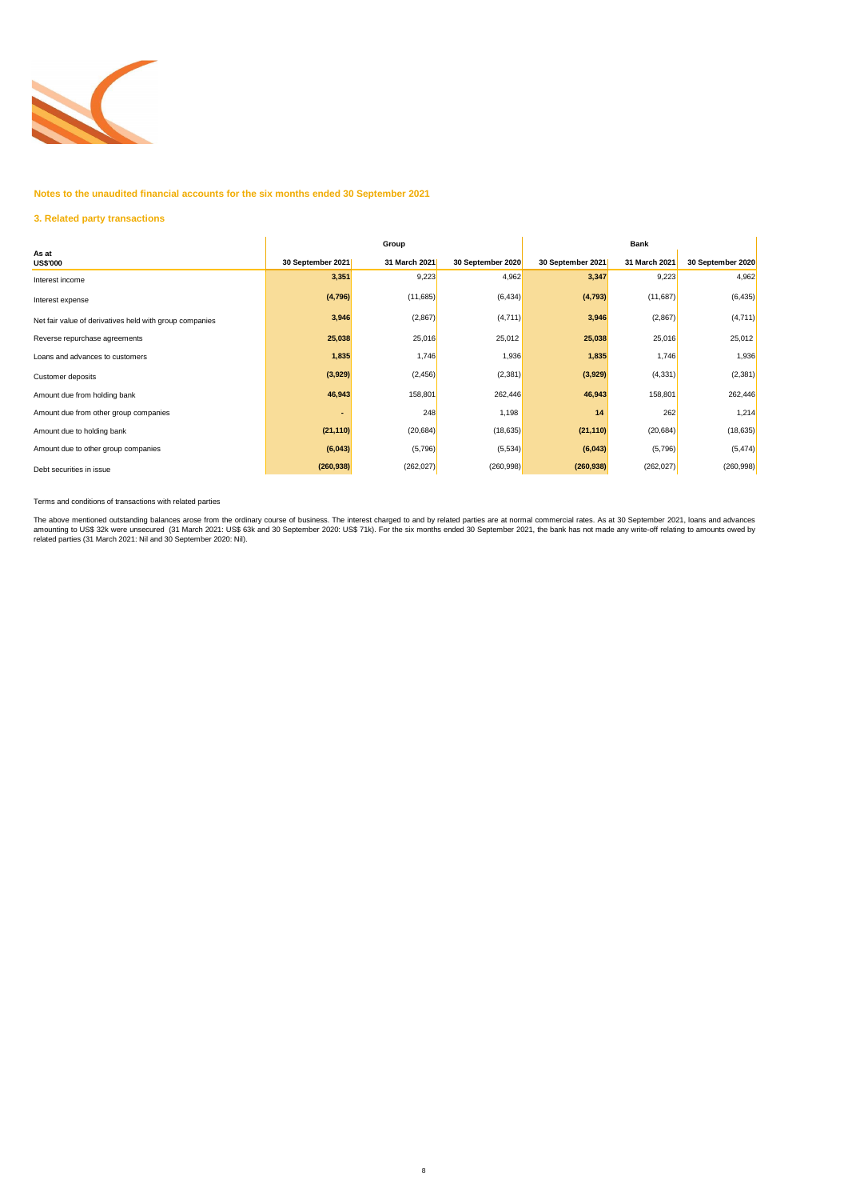## Notes to the unaudited financial accounts for the six months ended 30 September 2021

### 3. Related party transactions

| As at US$'000 | Group | | | Bank | | |
|---|---|---|---|---|---|---|
| | 30 September 2021 | 31 March 2021 | 30 September 2020 | 30 September 2021 | 31 March 2021 | 30 September 2020 |
| Interest income | **3,351** | 9,223 | 4,962 | **3,347** | 9,223 | 4,962 |
| Interest expense | **(4,796)** | (11,685) | (6,434) | **(4,793)** | (11,687) | (6,435) |
| Net fair value of derivatives held with group companies | **3,946** | (2,867) | (4,711) | **3,946** | (2,867) | (4,711) |
| Reverse repurchase agreements | **25,038** | 25,016 | 25,012 | **25,038** | 25,016 | 25,012 |
| Loans and advances to customers | **1,835** | 1,746 | 1,936 | **1,835** | 1,746 | 1,936 |
| Customer deposits | **(3,929)** | (2,456) | (2,381) | **(3,929)** | (4,331) | (2,381) |
| Amount due from holding bank | **46,943** | 158,801 | 262,446 | **46,943** | 158,801 | 262,446 |
| Amount due from other group companies | **-** | 248 | 1,198 | **14** | 262 | 1,214 |
| Amount due to holding bank | **(21,110)** | (20,684) | (18,635) | **(21,110)** | (20,684) | (18,635) |
| Amount due to other group companies | **(6,043)** | (5,796) | (5,534) | **(6,043)** | (5,796) | (5,474) |
| Debt securities in issue | **(260,938)** | (262,027) | (260,998) | **(260,938)** | (262,027) | (260,998) |

Terms and conditions of transactions with related parties

The above mentioned outstanding balances arose from the ordinary course of business. The interest charged to and by related parties are at normal commercial rates. As at 30 September 2021, loans and advances amounting to US$ 32k were unsecured (31 March 2021: US$ 63k and 30 September 2020: US$ 71k). For the six months ended 30 September 2021, the bank has not made any write-off relating to amounts owed by related parties (31 March 2021: Nil and 30 September 2020: Nil).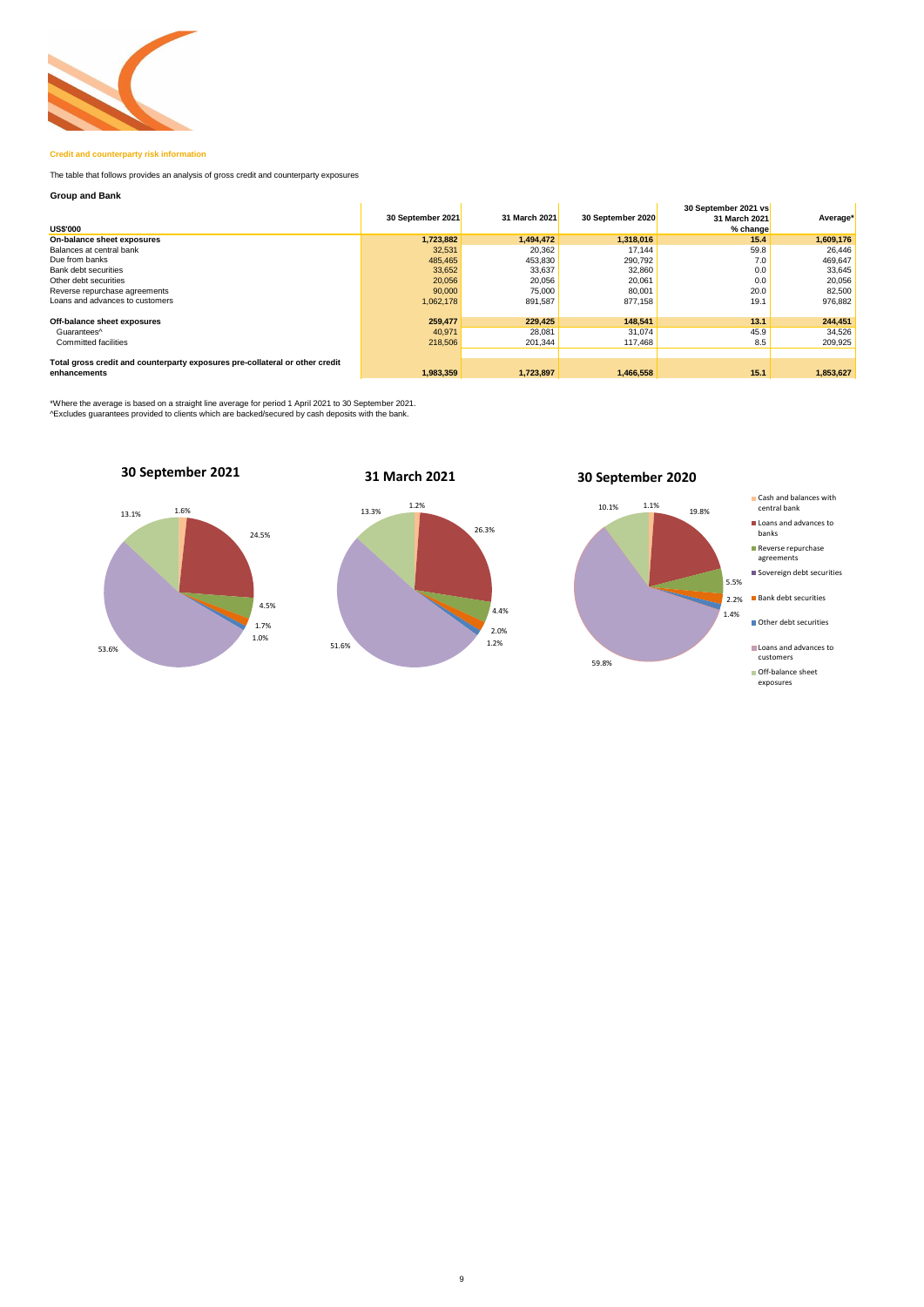**Credit and counterparty risk information**

The table that follows provides an analysis of gross credit and counterparty exposures

**Group and Bank**

| US$'000 | 30 September 2021 | 31 March 2021 | 30 September 2020 | 30 September 2021 vs 31 March 2021 % change | Average* |
|---|---|---|---|---|---|
| **On-balance sheet exposures** | **1,723,882** | **1,494,472** | **1,318,016** | **15.4** | **1,609,176** |
| Balances at central bank | 32,531 | 20,362 | 17,144 | 59.8 | 26,446 |
| Due from banks | 485,465 | 453,830 | 290,792 | 7.0 | 469,647 |
| Bank debt securities | 33,652 | 33,637 | 32,860 | 0.0 | 33,645 |
| Other debt securities | 20,056 | 20,056 | 20,061 | 0.0 | 20,056 |
| Reverse repurchase agreements | 90,000 | 75,000 | 80,001 | 20.0 | 82,500 |
| Loans and advances to customers | 1,062,178 | 891,587 | 877,158 | 19.1 | 976,882 |
| **Off-balance sheet exposures** | **259,477** | **229,425** | **148,541** | **13.1** | **244,451** |
| Guarantees^ | 40,971 | 28,081 | 31,074 | 45.9 | 34,526 |
| Committed facilities | 218,506 | 201,344 | 117,468 | 8.5 | 209,925 |
| **Total gross credit and counterparty exposures pre-collateral or other credit enhancements** | **1,983,359** | **1,723,897** | **1,466,558** | **15.1** | **1,853,627** |

*Where the average is based on a straight line average for period 1 April 2021 to 30 September 2021.
^Excludes guarantees provided to clients which are backed/secured by cash deposits with the bank.

**30 September 2021**

1.6%, 24.5%, 4.5%, 1.7%, 1.0%, 53.6%, 13.1%

**31 March 2021**

1.2%, 26.3%, 4.4%, 2.0%, 1.2%, 51.6%, 13.3%

**30 September 2020**

1.1%, 19.8%, 5.5%, 2.2%, 1.4%, 59.8%, 10.1%

- Cash and balances with central bank
- Loans and advances to banks
- Reverse repurchase agreements
- Sovereign debt securities
- Bank debt securities
- Other debt securities
- Loans and advances to customers
- Off-balance sheet exposures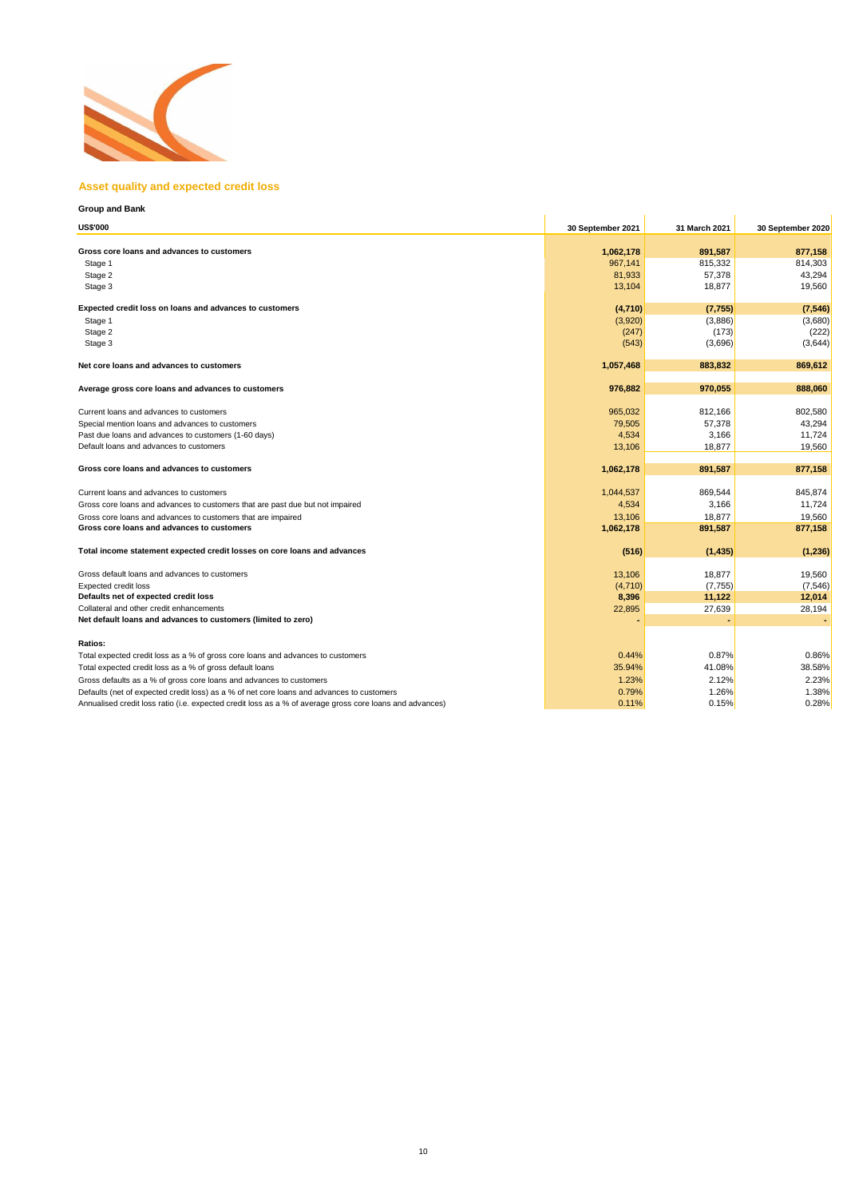## Asset quality and expected credit loss

**Group and Bank**

| US$'000 | 30 September 2021 | 31 March 2021 | 30 September 2020 |
|---|---|---|---|
| **Gross core loans and advances to customers** | **1,062,178** | **891,587** | **877,158** |
| Stage 1 | 967,141 | 815,332 | 814,303 |
| Stage 2 | 81,933 | 57,378 | 43,294 |
| Stage 3 | 13,104 | 18,877 | 19,560 |
| | | | |
| **Expected credit loss on loans and advances to customers** | **(4,710)** | **(7,755)** | **(7,546)** |
| Stage 1 | (3,920) | (3,886) | (3,680) |
| Stage 2 | (247) | (173) | (222) |
| Stage 3 | (543) | (3,696) | (3,644) |
| | | | |
| **Net core loans and advances to customers** | **1,057,468** | **883,832** | **869,612** |
| | | | |
| **Average gross core loans and advances to customers** | **976,882** | **970,055** | **888,060** |
| | | | |
| Current loans and advances to customers | 965,032 | 812,166 | 802,580 |
| Special mention loans and advances to customers | 79,505 | 57,378 | 43,294 |
| Past due loans and advances to customers (1-60 days) | 4,534 | 3,166 | 11,724 |
| Default loans and advances to customers | 13,106 | 18,877 | 19,560 |
| | | | |
| **Gross core loans and advances to customers** | **1,062,178** | **891,587** | **877,158** |
| | | | |
| Current loans and advances to customers | 1,044,537 | 869,544 | 845,874 |
| Gross core loans and advances to customers that are past due but not impaired | 4,534 | 3,166 | 11,724 |
| Gross core loans and advances to customers that are impaired | 13,106 | 18,877 | 19,560 |
| **Gross core loans and advances to customers** | **1,062,178** | **891,587** | **877,158** |
| | | | |
| **Total income statement expected credit losses on core loans and advances** | **(516)** | **(1,435)** | **(1,236)** |
| | | | |
| Gross default loans and advances to customers | 13,106 | 18,877 | 19,560 |
| Expected credit loss | (4,710) | (7,755) | (7,546) |
| **Defaults net of expected credit loss** | **8,396** | **11,122** | **12,014** |
| Collateral and other credit enhancements | 22,895 | 27,639 | 28,194 |
| **Net default loans and advances to customers (limited to zero)** | **-** | **-** | **-** |
| | | | |
| **Ratios:** | | | |
| Total expected credit loss as a % of gross core loans and advances to customers | 0.44% | 0.87% | 0.86% |
| Total expected credit loss as a % of gross default loans | 35.94% | 41.08% | 38.58% |
| Gross defaults as a % of gross core loans and advances to customers | 1.23% | 2.12% | 2.23% |
| Defaults (net of expected credit loss) as a % of net core loans and advances to customers | 0.79% | 1.26% | 1.38% |
| Annualised credit loss ratio (i.e. expected credit loss as a % of average gross core loans and advances) | 0.11% | 0.15% | 0.28% |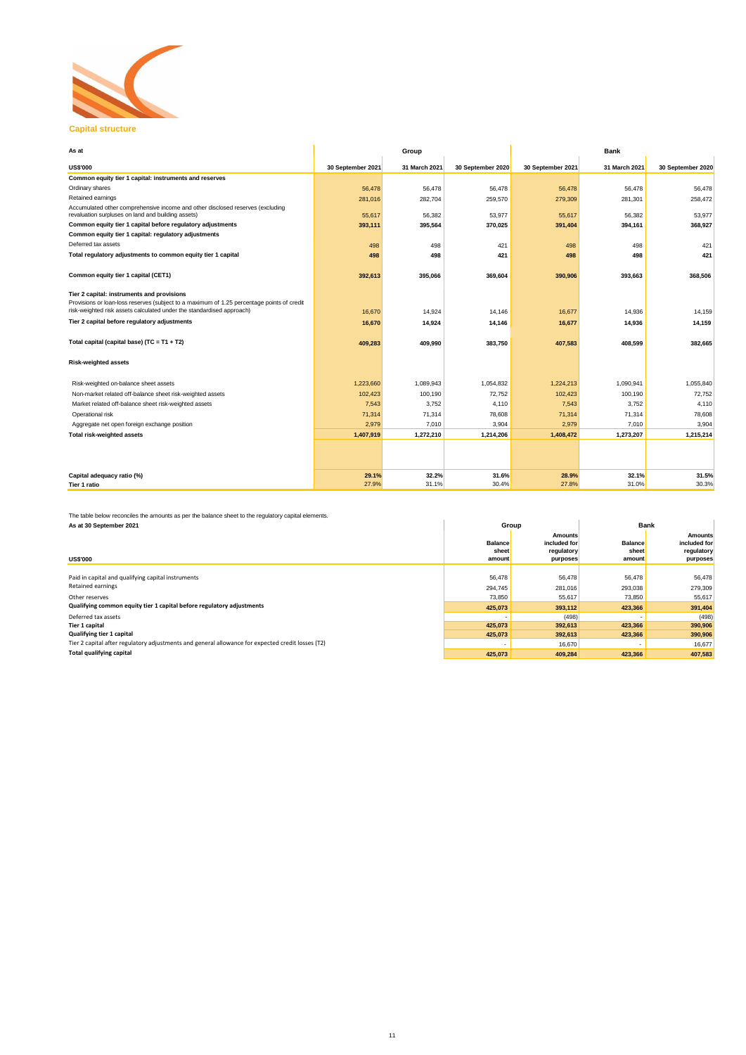## Capital structure

| As at | Group | | | Bank | | |
|---|---|---|---|---|---|---|
| **US$'000** | **30 September 2021** | **31 March 2021** | **30 September 2020** | **30 September 2021** | **31 March 2021** | **30 September 2020** |
| **Common equity tier 1 capital: instruments and reserves** | | | | | | |
| Ordinary shares | 56,478 | 56,478 | 56,478 | 56,478 | 56,478 | 56,478 |
| Retained earnings | 281,016 | 282,704 | 259,570 | 279,309 | 281,301 | 258,472 |
| Accumulated other comprehensive income and other disclosed reserves (excluding revaluation surpluses on land and building assets) | 55,617 | 56,382 | 53,977 | 55,617 | 56,382 | 53,977 |
| **Common equity tier 1 capital before regulatory adjustments** | **393,111** | **395,564** | **370,025** | **391,404** | **394,161** | **368,927** |
| **Common equity tier 1 capital: regulatory adjustments** | | | | | | |
| Deferred tax assets | 498 | 498 | 421 | 498 | 498 | 421 |
| **Total regulatory adjustments to common equity tier 1 capital** | **498** | **498** | **421** | **498** | **498** | **421** |
| **Common equity tier 1 capital (CET1)** | **392,613** | **395,066** | **369,604** | **390,906** | **393,663** | **368,506** |
| **Tier 2 capital: instruments and provisions** | | | | | | |
| Provisions or loan-loss reserves (subject to a maximum of 1.25 percentage points of credit risk-weighted risk assets calculated under the standardised approach) | 16,670 | 14,924 | 14,146 | 16,677 | 14,936 | 14,159 |
| **Tier 2 capital before regulatory adjustments** | **16,670** | **14,924** | **14,146** | **16,677** | **14,936** | **14,159** |
| **Total capital (capital base) (TC = T1 + T2)** | **409,283** | **409,990** | **383,750** | **407,583** | **408,599** | **382,665** |
| **Risk-weighted assets** | | | | | | |
| Risk-weighted on-balance sheet assets | 1,223,660 | 1,089,943 | 1,054,832 | 1,224,213 | 1,090,941 | 1,055,840 |
| Non-market related off-balance sheet risk-weighted assets | 102,423 | 100,190 | 72,752 | 102,423 | 100,190 | 72,752 |
| Market related off-balance sheet risk-weighted assets | 7,543 | 3,752 | 4,110 | 7,543 | 3,752 | 4,110 |
| Operational risk | 71,314 | 71,314 | 78,608 | 71,314 | 71,314 | 78,608 |
| Aggregate net open foreign exchange position | 2,979 | 7,010 | 3,904 | 2,979 | 7,010 | 3,904 |
| **Total risk-weighted assets** | **1,407,919** | **1,272,210** | **1,214,206** | **1,408,472** | **1,273,207** | **1,215,214** |
| **Capital adequacy ratio (%)** | **29.1%** | **32.2%** | **31.6%** | **28.9%** | **32.1%** | **31.5%** |
| **Tier 1 ratio** | 27.9% | 31.1% | 30.4% | 27.8% | 31.0% | 30.3% |

The table below reconciles the amounts as per the balance sheet to the regulatory capital elements.

| As at 30 September 2021 | Group | | Bank | |
|---|---|---|---|---|
| **US$'000** | **Balance sheet amount** | **Amounts included for regulatory purposes** | **Balance sheet amount** | **Amounts included for regulatory purposes** |
| Paid in capital and qualifying capital instruments | 56,478 | 56,478 | 56,478 | 56,478 |
| Retained earnings | 294,745 | 281,016 | 293,038 | 279,309 |
| Other reserves | 73,850 | 55,617 | 73,850 | 55,617 |
| **Qualifying common equity tier 1 capital before regulatory adjustments** | **425,073** | **393,112** | **423,366** | **391,404** |
| Deferred tax assets | - | (498) | - | (498) |
| **Tier 1 capital** | **425,073** | **392,613** | **423,366** | **390,906** |
| **Qualifying tier 1 capital** | **425,073** | **392,613** | **423,366** | **390,906** |
| Tier 2 capital after regulatory adjustments and general allowance for expected credit losses (T2) | - | 16,670 | - | 16,677 |
| **Total qualifying capital** | **425,073** | **409,284** | **423,366** | **407,583** |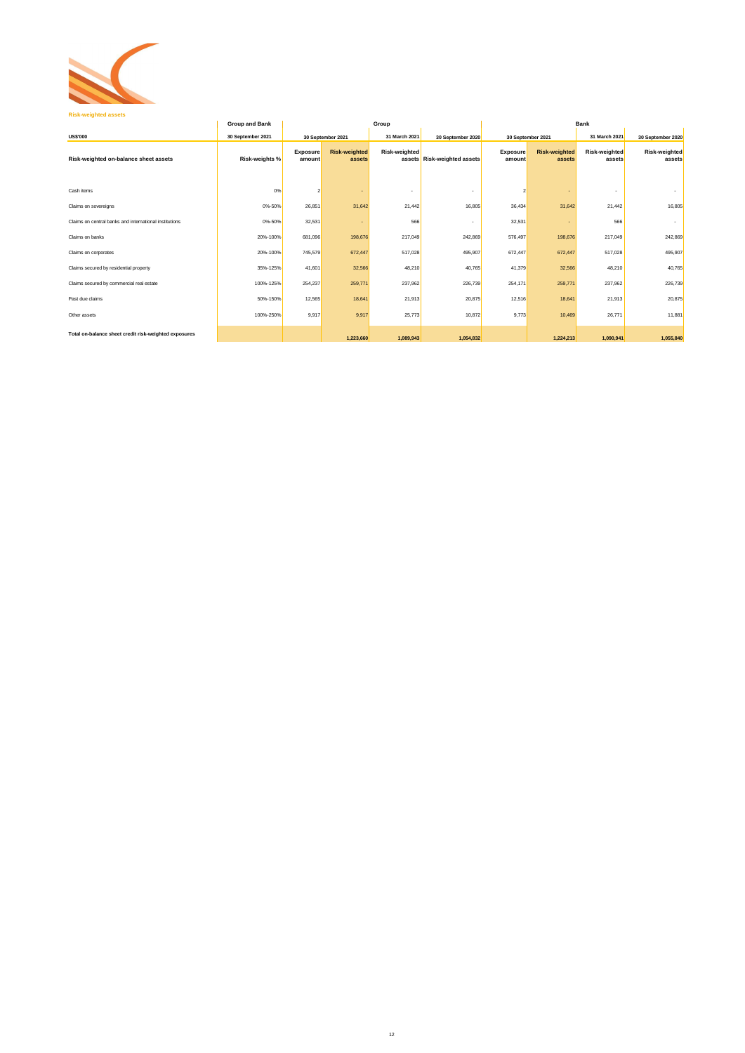**Risk-weighted assets**

| | Group and Bank | Group | | | | Bank | | | |
|---|---|---|---|---|---|---|---|---|---|
| **US$'000** | **30 September 2021** | **30 September 2021** | | **31 March 2021** | **30 September 2020** | **30 September 2021** | | **31 March 2021** | **30 September 2020** |
| **Risk-weighted on-balance sheet assets** | **Risk-weights %** | **Exposure amount** | **Risk-weighted assets** | **Risk-weighted assets** | **Risk-weighted assets** | **Exposure amount** | **Risk-weighted assets** | **Risk-weighted assets** | **Risk-weighted assets** |
| Cash items | 0% | 2 | - | - | - | 2 | - | - | - |
| Claims on sovereigns | 0%-50% | 26,851 | 31,642 | 21,442 | 16,805 | 36,434 | 31,642 | 21,442 | 16,805 |
| Claims on central banks and international institutions | 0%-50% | 32,531 | - | 566 | - | 32,531 | - | 566 | - |
| Claims on banks | 20%-100% | 681,096 | 198,676 | 217,049 | 242,869 | 576,497 | 198,676 | 217,049 | 242,869 |
| Claims on corporates | 20%-100% | 745,579 | 672,447 | 517,028 | 495,907 | 672,447 | 672,447 | 517,028 | 495,907 |
| Claims secured by residential property | 35%-125% | 41,601 | 32,566 | 48,210 | 40,765 | 41,379 | 32,566 | 48,210 | 40,765 |
| Claims secured by commercial real estate | 100%-125% | 254,237 | 259,771 | 237,962 | 226,739 | 254,171 | 259,771 | 237,962 | 226,739 |
| Past due claims | 50%-150% | 12,565 | 18,641 | 21,913 | 20,875 | 12,516 | 18,641 | 21,913 | 20,875 |
| Other assets | 100%-250% | 9,917 | 9,917 | 25,773 | 10,872 | 9,773 | 10,469 | 26,771 | 11,881 |
| **Total on-balance sheet credit risk-weighted exposures** | | | **1,223,660** | **1,089,943** | **1,054,832** | | **1,224,213** | **1,090,941** | **1,055,840** |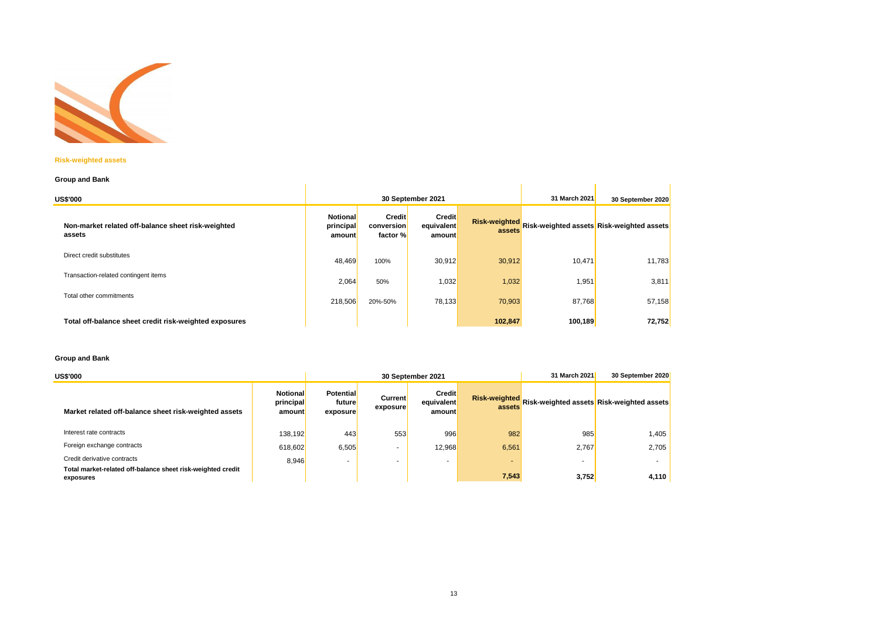### Risk-weighted assets

**Group and Bank**

| US$'000 | 30 September 2021 | | | | 31 March 2021 | 30 September 2020 |
|---|---|---|---|---|---|---|
| **Non-market related off-balance sheet risk-weighted assets** | **Notional principal amount** | **Credit conversion factor %** | **Credit equivalent amount** | **Risk-weighted assets** | **Risk-weighted assets** | **Risk-weighted assets** |
| Direct credit substitutes | 48,469 | 100% | 30,912 | 30,912 | 10,471 | 11,783 |
| Transaction-related contingent items | 2,064 | 50% | 1,032 | 1,032 | 1,951 | 3,811 |
| Total other commitments | 218,506 | 20%-50% | 78,133 | 70,903 | 87,768 | 57,158 |
| **Total off-balance sheet credit risk-weighted exposures** | | | | **102,847** | **100,189** | **72,752** |

**Group and Bank**

| US$'000 | | 30 September 2021 | | | | 31 March 2021 | 30 September 2020 |
|---|---|---|---|---|---|---|---|
| **Market related off-balance sheet risk-weighted assets** | **Notional principal amount** | **Potential future exposure** | **Current exposure** | **Credit equivalent amount** | **Risk-weighted assets** | **Risk-weighted assets** | **Risk-weighted assets** |
| Interest rate contracts | 138,192 | 443 | 553 | 996 | 982 | 985 | 1,405 |
| Foreign exchange contracts | 618,602 | 6,505 | - | 12,968 | 6,561 | 2,767 | 2,705 |
| Credit derivative contracts | 8,946 | - | - | - | - | - | - |
| **Total market-related off-balance sheet risk-weighted credit exposures** | | | | | **7,543** | **3,752** | **4,110** |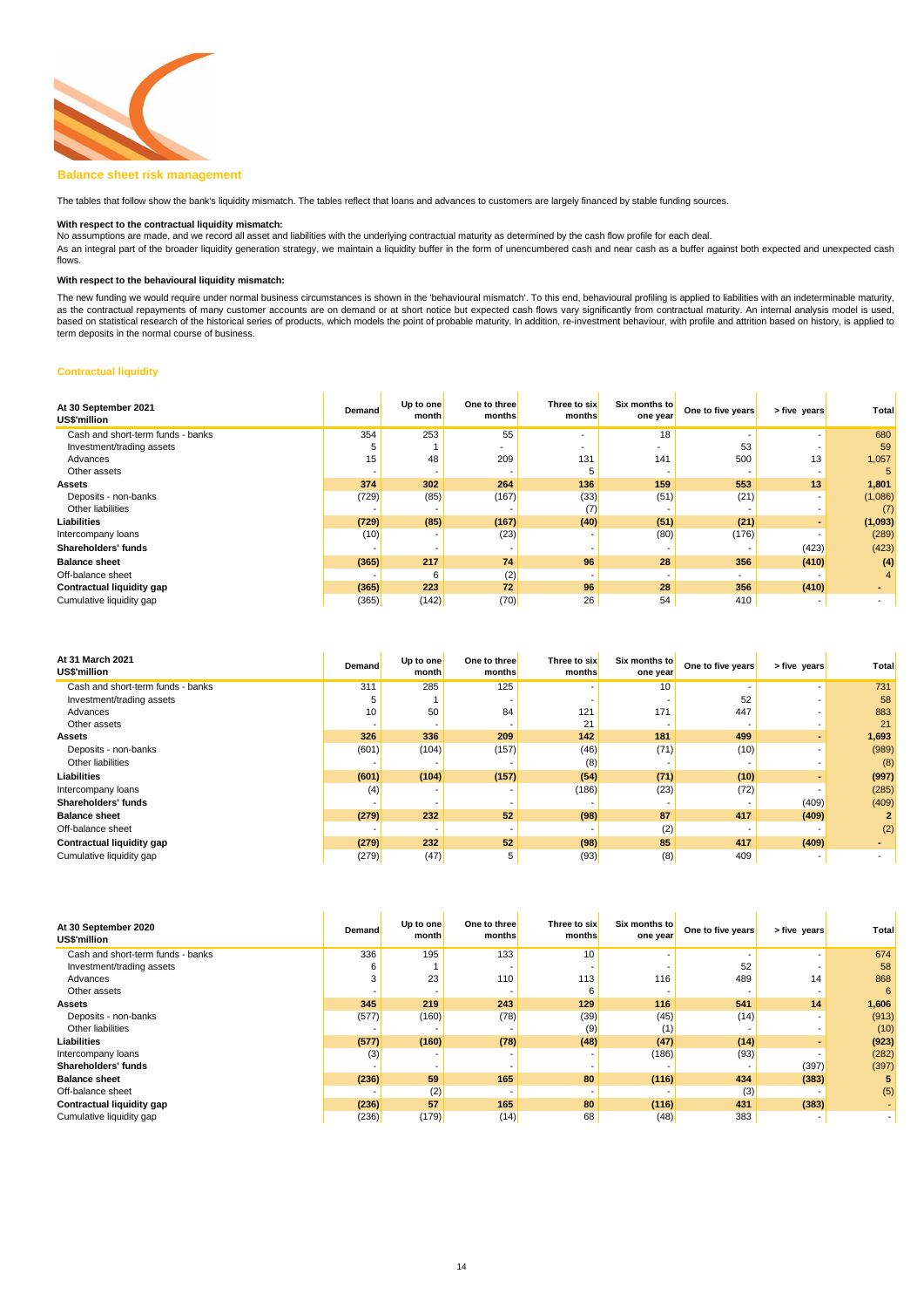## Balance sheet risk management

The tables that follow show the bank's liquidity mismatch. The tables reflect that loans and advances to customers are largely financed by stable funding sources.

**With respect to the contractual liquidity mismatch:**

No assumptions are made, and we record all asset and liabilities with the underlying contractual maturity as determined by the cash flow profile for each deal.

As an integral part of the broader liquidity generation strategy, we maintain a liquidity buffer in the form of unencumbered cash and near cash as a buffer against both expected and unexpected cash flows.

**With respect to the behavioural liquidity mismatch:**

The new funding we would require under normal business circumstances is shown in the 'behavioural mismatch'. To this end, behavioural profiling is applied to liabilities with an indeterminable maturity, as the contractual repayments of many customer accounts are on demand or at short notice but expected cash flows vary significantly from contractual maturity. An internal analysis model is used, based on statistical research of the historical series of products, which models the point of probable maturity. In addition, re-investment behaviour, with profile and attrition based on history, is applied to term deposits in the normal course of business.

### Contractual liquidity

| At 30 September 2021<br>US$'million | Demand | Up to one month | One to three months | Three to six months | Six months to one year | One to five years | > five years | Total |
|---|---|---|---|---|---|---|---|---|
| Cash and short-term funds - banks | 354 | 253 | 55 | - | 18 | - | - | 680 |
| Investment/trading assets | 5 | 1 | - | - | - | 53 | - | 59 |
| Advances | 15 | 48 | 209 | 131 | 141 | 500 | 13 | 1,057 |
| Other assets | - | - | - | 5 | - | - | - | 5 |
| **Assets** | **374** | **302** | **264** | **136** | **159** | **553** | **13** | **1,801** |
| Deposits - non-banks | (729) | (85) | (167) | (33) | (51) | (21) | - | (1,086) |
| Other liabilities | - | - | - | (7) | - | - | - | (7) |
| **Liabilities** | **(729)** | **(85)** | **(167)** | **(40)** | **(51)** | **(21)** | **-** | **(1,093)** |
| Intercompany loans | (10) | - | (23) | - | (80) | (176) | - | (289) |
| **Shareholders' funds** | - | - | - | - | - | - | (423) | (423) |
| **Balance sheet** | **(365)** | **217** | **74** | **96** | **28** | **356** | **(410)** | **(4)** |
| Off-balance sheet | - | 6 | (2) | - | - | - | - | 4 |
| **Contractual liquidity gap** | **(365)** | **223** | **72** | **96** | **28** | **356** | **(410)** | **-** |
| Cumulative liquidity gap | (365) | (142) | (70) | 26 | 54 | 410 | - | - |

| At 31 March 2021<br>US$'million | Demand | Up to one month | One to three months | Three to six months | Six months to one year | One to five years | > five years | Total |
|---|---|---|---|---|---|---|---|---|
| Cash and short-term funds - banks | 311 | 285 | 125 | - | 10 | - | - | 731 |
| Investment/trading assets | 5 | 1 | - | - | - | 52 | - | 58 |
| Advances | 10 | 50 | 84 | 121 | 171 | 447 | - | 883 |
| Other assets | - | - | - | 21 | - | - | - | 21 |
| **Assets** | **326** | **336** | **209** | **142** | **181** | **499** | **-** | **1,693** |
| Deposits - non-banks | (601) | (104) | (157) | (46) | (71) | (10) | - | (989) |
| Other liabilities | - | - | - | (8) | - | - | - | (8) |
| **Liabilities** | **(601)** | **(104)** | **(157)** | **(54)** | **(71)** | **(10)** | **-** | **(997)** |
| Intercompany loans | (4) | - | - | (186) | (23) | (72) | - | (285) |
| **Shareholders' funds** | - | - | - | - | - | - | (409) | (409) |
| **Balance sheet** | **(279)** | **232** | **52** | **(98)** | **87** | **417** | **(409)** | **2** |
| Off-balance sheet | - | - | - | - | (2) | - | - | (2) |
| **Contractual liquidity gap** | **(279)** | **232** | **52** | **(98)** | **85** | **417** | **(409)** | **-** |
| Cumulative liquidity gap | (279) | (47) | 5 | (93) | (8) | 409 | - | - |

| At 30 September 2020<br>US$'million | Demand | Up to one month | One to three months | Three to six months | Six months to one year | One to five years | > five years | Total |
|---|---|---|---|---|---|---|---|---|
| Cash and short-term funds - banks | 336 | 195 | 133 | 10 | - | - | - | 674 |
| Investment/trading assets | 6 | 1 | - | - | - | 52 | - | 58 |
| Advances | 3 | 23 | 110 | 113 | 116 | 489 | 14 | 868 |
| Other assets | - | - | - | 6 | - | - | - | 6 |
| **Assets** | **345** | **219** | **243** | **129** | **116** | **541** | **14** | **1,606** |
| Deposits - non-banks | (577) | (160) | (78) | (39) | (45) | (14) | - | (913) |
| Other liabilities | - | - | - | (9) | (1) | - | - | (10) |
| **Liabilities** | **(577)** | **(160)** | **(78)** | **(48)** | **(47)** | **(14)** | **-** | **(923)** |
| Intercompany loans | (3) | - | - | - | (186) | (93) | - | (282) |
| **Shareholders' funds** | - | - | - | - | - | - | (397) | (397) |
| **Balance sheet** | **(236)** | **59** | **165** | **80** | **(116)** | **434** | **(383)** | **5** |
| Off-balance sheet | - | (2) | - | - | - | (3) | - | (5) |
| **Contractual liquidity gap** | **(236)** | **57** | **165** | **80** | **(116)** | **431** | **(383)** | **-** |
| Cumulative liquidity gap | (236) | (179) | (14) | 68 | (48) | 383 | - | - |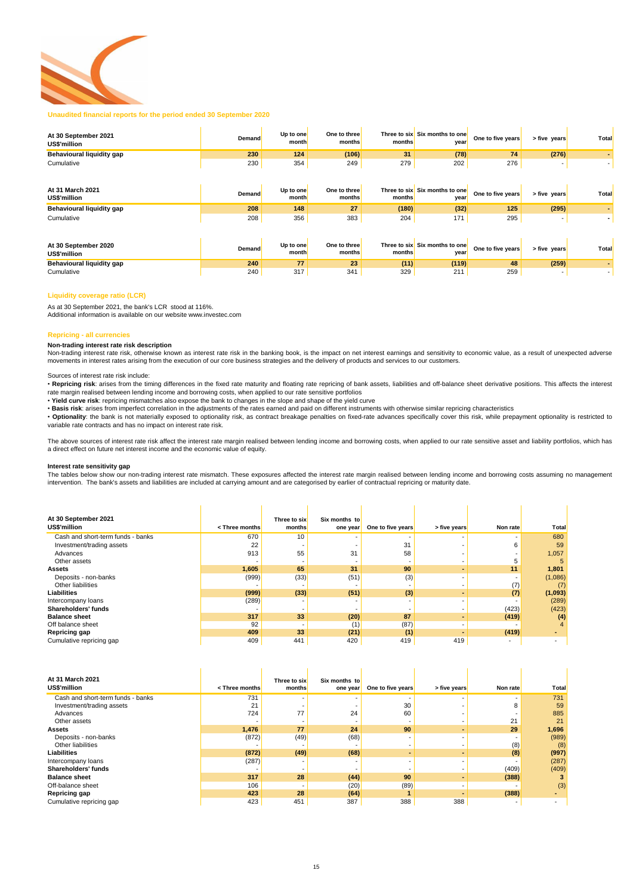Unaudited financial reports for the period ended 30 September 2020

| At 30 September 2021<br>US$'million | Demand | Up to one month | One to three months | Three to six months | Six months to one year | One to five years | > five years | Total |
|---|---|---|---|---|---|---|---|---|
| **Behavioural liquidity gap** | **230** | **124** | **(106)** | **31** | **(78)** | **74** | **(276)** | **-** |
| Cumulative | 230 | 354 | 249 | 279 | 202 | 276 | - | - |

| At 31 March 2021<br>US$'million | Demand | Up to one month | One to three months | Three to six months | Six months to one year | One to five years | > five years | Total |
|---|---|---|---|---|---|---|---|---|
| **Behavioural liquidity gap** | **208** | **148** | **27** | **(180)** | **(32)** | **125** | **(295)** | **-** |
| Cumulative | 208 | 356 | 383 | 204 | 171 | 295 | - | - |

| At 30 September 2020<br>US$'million | Demand | Up to one month | One to three months | Three to six months | Six months to one year | One to five years | > five years | Total |
|---|---|---|---|---|---|---|---|---|
| **Behavioural liquidity gap** | **240** | **77** | **23** | **(11)** | **(119)** | **48** | **(259)** | **-** |
| Cumulative | 240 | 317 | 341 | 329 | 211 | 259 | - | - |

## Liquidity coverage ratio (LCR)

As at 30 September 2021, the bank's LCR stood at 116%.
Additional information is available on our website www.investec.com

## Repricing - all currencies

**Non-trading interest rate risk description**

Non-trading interest rate risk, otherwise known as interest rate risk in the banking book, is the impact on net interest earnings and sensitivity to economic value, as a result of unexpected adverse movements in interest rates arising from the execution of our core business strategies and the delivery of products and services to our customers.

Sources of interest rate risk include:

- **Repricing risk**: arises from the timing differences in the fixed rate maturity and floating rate repricing of bank assets, liabilities and off-balance sheet derivative positions. This affects the interest rate margin realised between lending income and borrowing costs, when applied to our rate sensitive portfolios
- **Yield curve risk**: repricing mismatches also expose the bank to changes in the slope and shape of the yield curve
- **Basis risk**: arises from imperfect correlation in the adjustments of the rates earned and paid on different instruments with otherwise similar repricing characteristics
- **Optionality**: the bank is not materially exposed to optionality risk, as contract breakage penalties on fixed-rate advances specifically cover this risk, while prepayment optionality is restricted to variable rate contracts and has no impact on interest rate risk.

The above sources of interest rate risk affect the interest rate margin realised between lending income and borrowing costs, when applied to our rate sensitive asset and liability portfolios, which has a direct effect on future net interest income and the economic value of equity.

**Interest rate sensitivity gap**

The tables below show our non-trading interest rate mismatch. These exposures affected the interest rate margin realised between lending income and borrowing costs assuming no management intervention. The bank's assets and liabilities are included at carrying amount and are categorised by earlier of contractual repricing or maturity date.

| At 30 September 2021<br>US$'million | < Three months | Three to six months | Six months to one year | One to five years | > five years | Non rate | Total |
|---|---|---|---|---|---|---|---|
| Cash and short-term funds - banks | 670 | 10 | - | - | - | - | 680 |
| Investment/trading assets | 22 | - | - | 31 | - | 6 | 59 |
| Advances | 913 | 55 | 31 | 58 | - | - | 1,057 |
| Other assets | - | - | - | - | - | 5 | 5 |
| **Assets** | **1,605** | **65** | **31** | **90** | **-** | **11** | **1,801** |
| Deposits - non-banks | (999) | (33) | (51) | (3) | - | - | (1,086) |
| Other liabilities | - | - | - | - | - | (7) | (7) |
| **Liabilities** | **(999)** | **(33)** | **(51)** | **(3)** | **-** | **(7)** | **(1,093)** |
| Intercompany loans | (289) | - | - | - | - | - | (289) |
| **Shareholders' funds** | - | - | - | - | - | (423) | (423) |
| **Balance sheet** | **317** | **33** | **(20)** | **87** | **-** | **(419)** | **(4)** |
| Off balance sheet | 92 | - | (1) | (87) | - | - | 4 |
| **Repricing gap** | **409** | **33** | **(21)** | **(1)** | **-** | **(419)** | **-** |
| Cumulative repricing gap | 409 | 441 | 420 | 419 | 419 | - | - |

| At 31 March 2021<br>US$'million | < Three months | Three to six months | Six months to one year | One to five years | > five years | Non rate | Total |
|---|---|---|---|---|---|---|---|
| Cash and short-term funds - banks | 731 | - | - | - | - | - | 731 |
| Investment/trading assets | 21 | - | - | 30 | - | 8 | 59 |
| Advances | 724 | 77 | 24 | 60 | - | - | 885 |
| Other assets | - | - | - | - | - | 21 | 21 |
| **Assets** | **1,476** | **77** | **24** | **90** | **-** | **29** | **1,696** |
| Deposits - non-banks | (872) | (49) | (68) | - | - | - | (989) |
| Other liabilities | - | - | - | - | - | (8) | (8) |
| **Liabilities** | **(872)** | **(49)** | **(68)** | **-** | **-** | **(8)** | **(997)** |
| Intercompany loans | (287) | - | - | - | - | - | (287) |
| **Shareholders' funds** | - | - | - | - | - | (409) | (409) |
| **Balance sheet** | **317** | **28** | **(44)** | **90** | **-** | **(388)** | **3** |
| Off-balance sheet | 106 | - | (20) | (89) | - | - | (3) |
| **Repricing gap** | **423** | **28** | **(64)** | **1** | **-** | **(388)** | **-** |
| Cumulative repricing gap | 423 | 451 | 387 | 388 | 388 | - | - |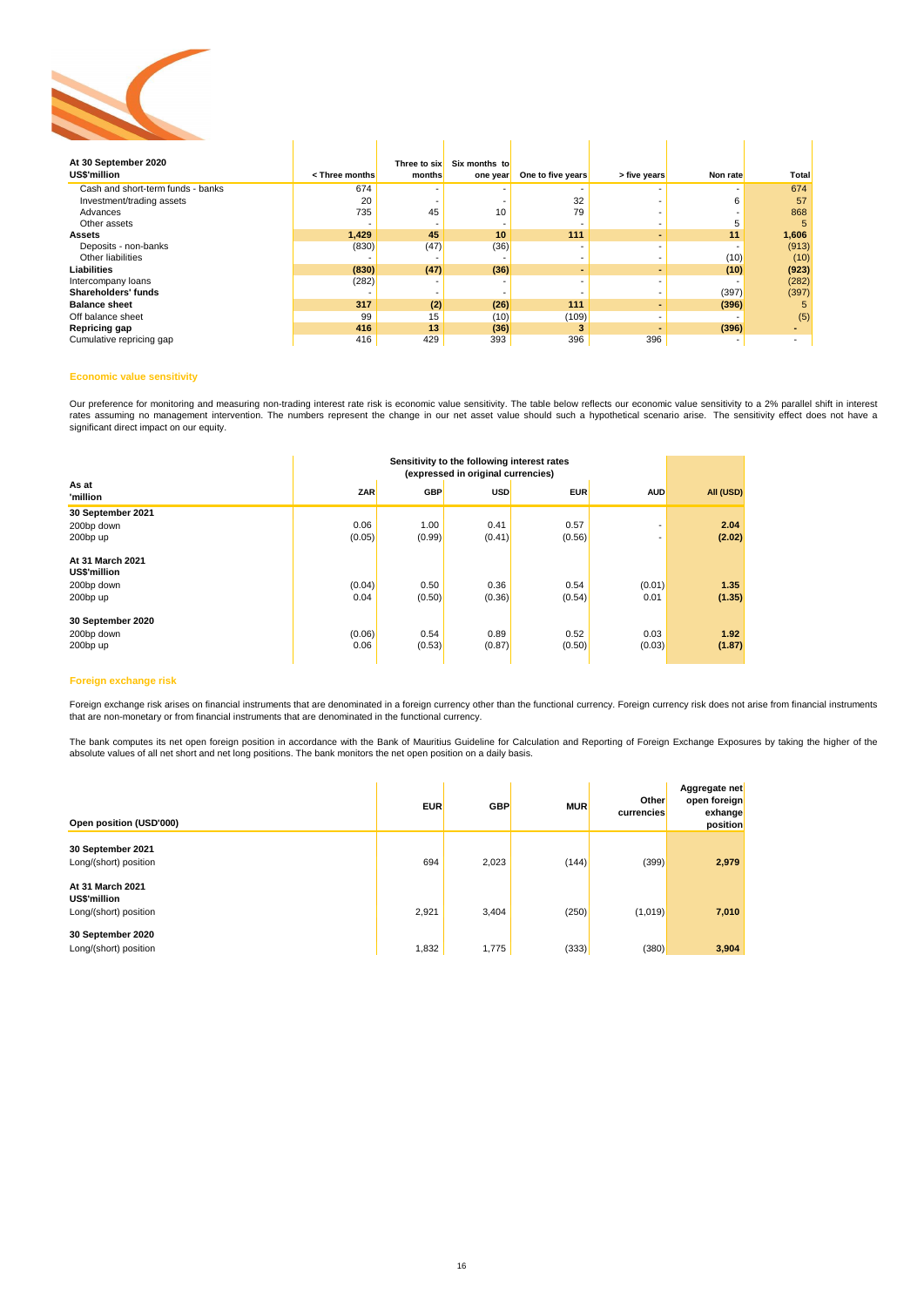| At 30 September 2020 US$'million | < Three months | Three to six months | Six months to one year | One to five years | > five years | Non rate | Total |
|---|---|---|---|---|---|---|---|
| Cash and short-term funds - banks | 674 | - | - | - | - | - | 674 |
| Investment/trading assets | 20 | - | - | 32 | - | 6 | 57 |
| Advances | 735 | 45 | 10 | 79 | - | - | 868 |
| Other assets | - | - | - | - | - | 5 | 5 |
| **Assets** | **1,429** | **45** | **10** | **111** | **-** | **11** | **1,606** |
| Deposits - non-banks | (830) | (47) | (36) | - | - | - | (913) |
| Other liabilities | - | - | - | - | - | (10) | (10) |
| **Liabilities** | **(830)** | **(47)** | **(36)** | **-** | **-** | **(10)** | **(923)** |
| Intercompany loans | (282) | - | - | - | - | - | (282) |
| **Shareholders' funds** | - | - | - | - | - | (397) | (397) |
| **Balance sheet** | **317** | **(2)** | **(26)** | **111** | **-** | **(396)** | 5 |
| Off balance sheet | 99 | 15 | (10) | (109) | - | - | (5) |
| **Repricing gap** | **416** | **13** | **(36)** | **3** | **-** | **(396)** | **-** |
| Cumulative repricing gap | 416 | 429 | 393 | 396 | 396 | - | - |

## Economic value sensitivity

Our preference for monitoring and measuring non-trading interest rate risk is economic value sensitivity. The table below reflects our economic value sensitivity to a 2% parallel shift in interest rates assuming no management intervention. The numbers represent the change in our net asset value should such a hypothetical scenario arise. The sensitivity effect does not have a significant direct impact on our equity.

| | Sensitivity to the following interest rates (expressed in original currencies) | | | | | |
|---|---|---|---|---|---|---|
| **As at 'million** | **ZAR** | **GBP** | **USD** | **EUR** | **AUD** | **All (USD)** |
| **30 September 2021** | | | | | | |
| 200bp down | 0.06 | 1.00 | 0.41 | 0.57 | - | **2.04** |
| 200bp up | (0.05) | (0.99) | (0.41) | (0.56) | - | **(2.02)** |
| **At 31 March 2021 US$'million** | | | | | | |
| 200bp down | (0.04) | 0.50 | 0.36 | 0.54 | (0.01) | **1.35** |
| 200bp up | 0.04 | (0.50) | (0.36) | (0.54) | 0.01 | **(1.35)** |
| **30 September 2020** | | | | | | |
| 200bp down | (0.06) | 0.54 | 0.89 | 0.52 | 0.03 | **1.92** |
| 200bp up | 0.06 | (0.53) | (0.87) | (0.50) | (0.03) | **(1.87)** |

## Foreign exchange risk

Foreign exchange risk arises on financial instruments that are denominated in a foreign currency other than the functional currency. Foreign currency risk does not arise from financial instruments that are non-monetary or from financial instruments that are denominated in the functional currency.

The bank computes its net open foreign position in accordance with the Bank of Mauritius Guideline for Calculation and Reporting of Foreign Exchange Exposures by taking the higher of the absolute values of all net short and net long positions. The bank monitors the net open position on a daily basis.

| Open position (USD'000) | EUR | GBP | MUR | Other currencies | Aggregate net open foreign exhange position |
|---|---|---|---|---|---|
| **30 September 2021** | | | | | |
| Long/(short) position | 694 | 2,023 | (144) | (399) | **2,979** |
| **At 31 March 2021 US$'million** | | | | | |
| Long/(short) position | 2,921 | 3,404 | (250) | (1,019) | **7,010** |
| **30 September 2020** | | | | | |
| Long/(short) position | 1,832 | 1,775 | (333) | (380) | **3,904** |